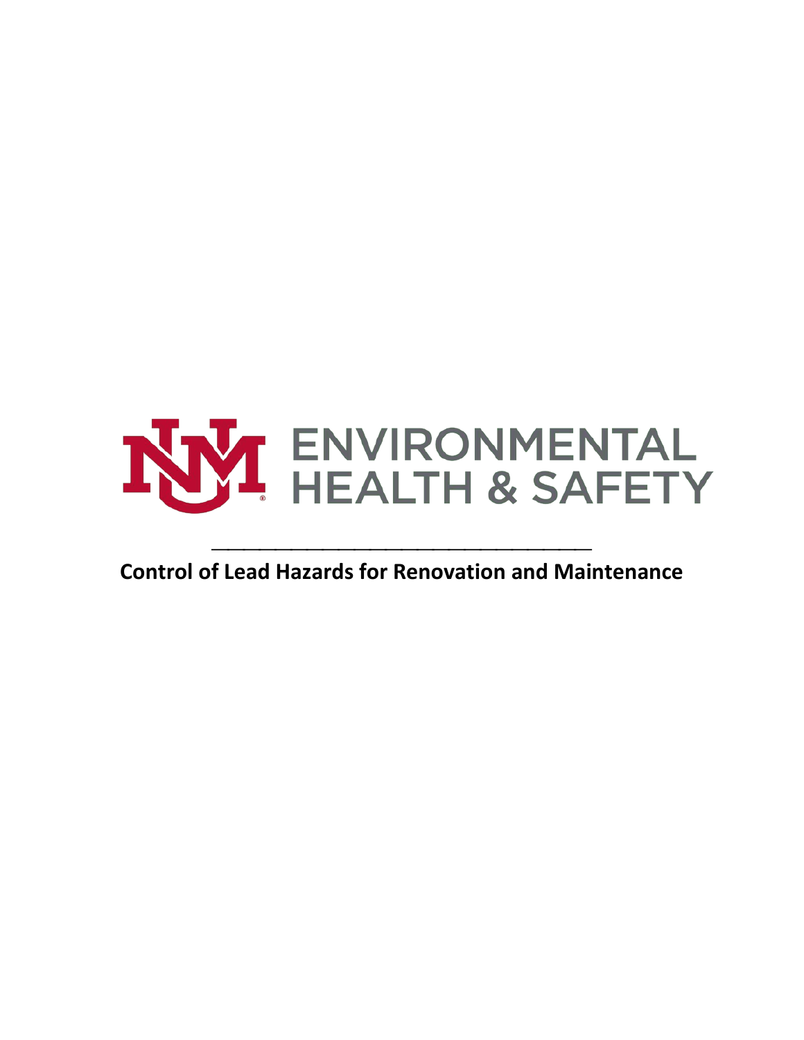ENVIRONMENTAL HEALTH & SAFETY

# Control of Lead Hazards for Renovation and Maintenance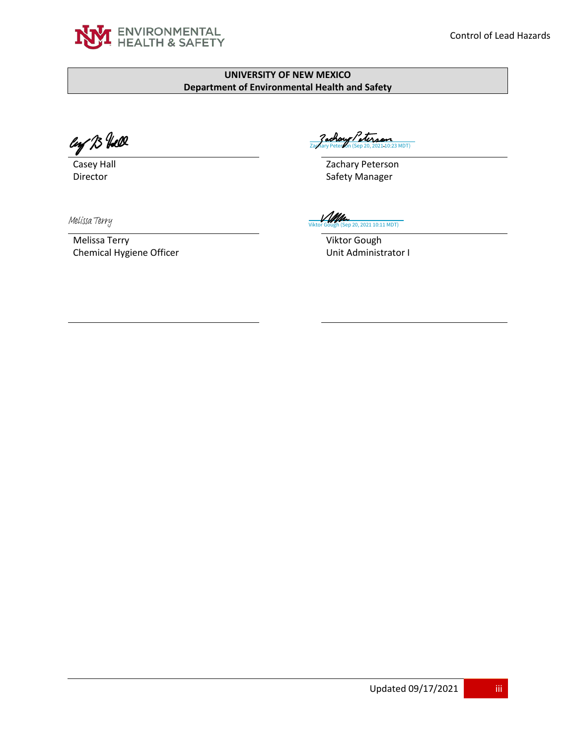**UNIVERSITY OF NEW MEXICO**
**Department of Environmental Health and Safety**

Zachary Peterson (Sep 20, 2021 10:23 MDT)

Casey Hall
Director

Zachary Peterson
Safety Manager

Melissa Terry

Viktor Gough (Sep 20, 2021 10:11 MDT)

Melissa Terry
Chemical Hygiene Officer

Viktor Gough
Unit Administrator I

Updated 09/17/2021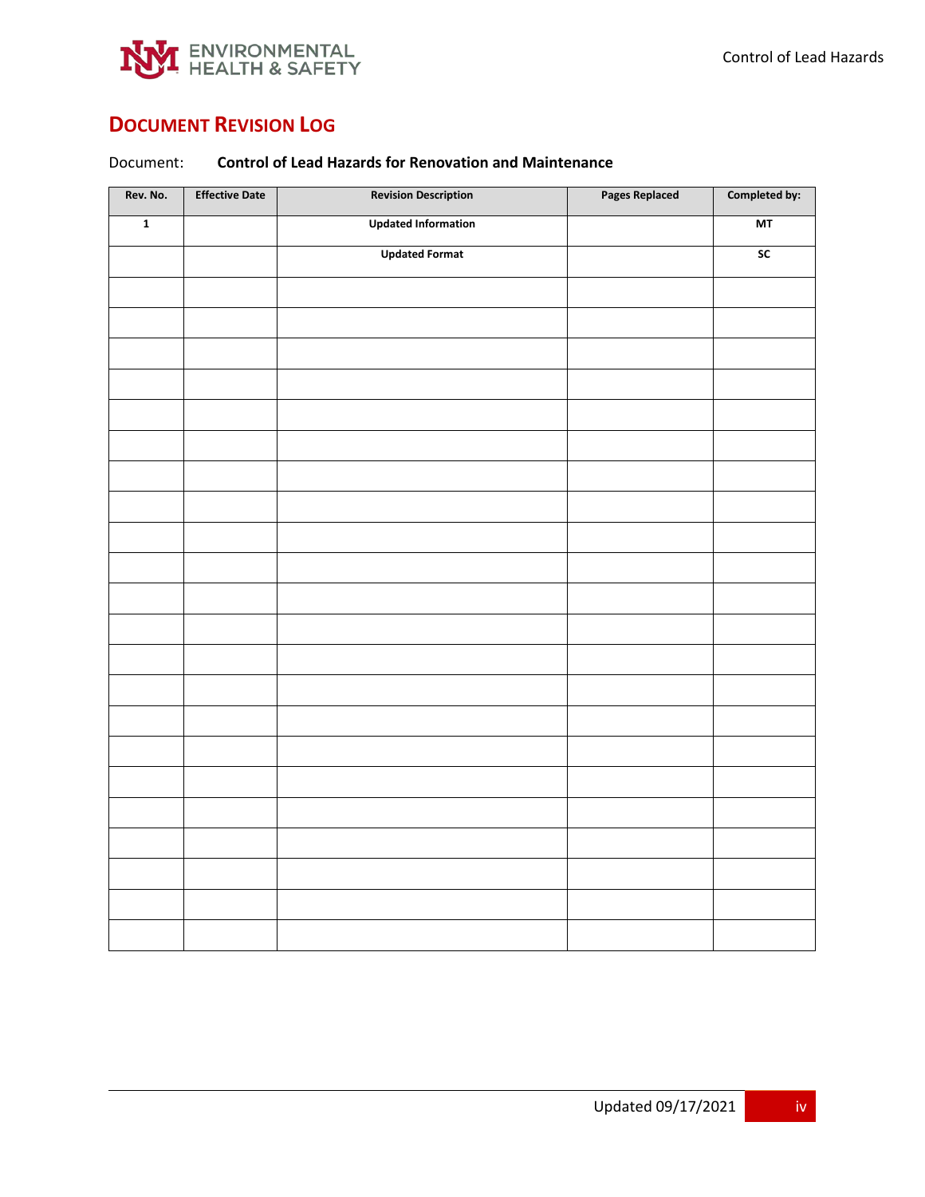# Document Revision Log

Document: **Control of Lead Hazards for Renovation and Maintenance**

| Rev. No. | Effective Date | Revision Description | Pages Replaced | Completed by: |
|---|---|---|---|---|
| 1 | | Updated Information | | MT |
| | | Updated Format | | SC |
| | | | | |
| | | | | |
| | | | | |
| | | | | |
| | | | | |
| | | | | |
| | | | | |
| | | | | |
| | | | | |
| | | | | |
| | | | | |
| | | | | |
| | | | | |
| | | | | |
| | | | | |
| | | | | |
| | | | | |
| | | | | |
| | | | | |
| | | | | |
| | | | | |
| | | | | |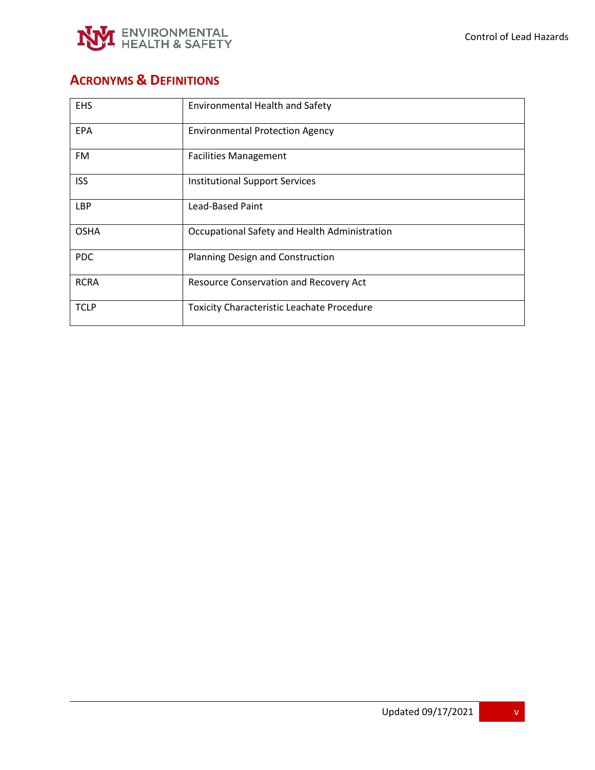## Acronyms & Definitions

| | |
|---|---|
| EHS | Environmental Health and Safety |
| EPA | Environmental Protection Agency |
| FM | Facilities Management |
| ISS | Institutional Support Services |
| LBP | Lead-Based Paint |
| OSHA | Occupational Safety and Health Administration |
| PDC | Planning Design and Construction |
| RCRA | Resource Conservation and Recovery Act |
| TCLP | Toxicity Characteristic Leachate Procedure |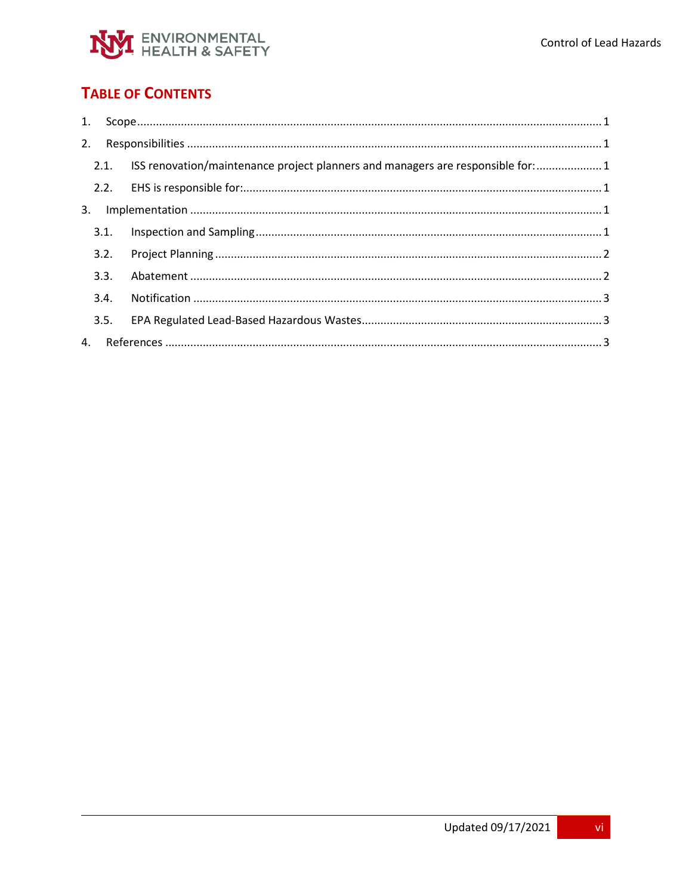# Table of Contents

1. Scope ........ 1
2. Responsibilities ........ 1
   - 2.1. ISS renovation/maintenance project planners and managers are responsible for: ........ 1
   - 2.2. EHS is responsible for: ........ 1
3. Implementation ........ 1
   - 3.1. Inspection and Sampling ........ 1
   - 3.2. Project Planning ........ 2
   - 3.3. Abatement ........ 2
   - 3.4. Notification ........ 3
   - 3.5. EPA Regulated Lead-Based Hazardous Wastes ........ 3
4. References ........ 3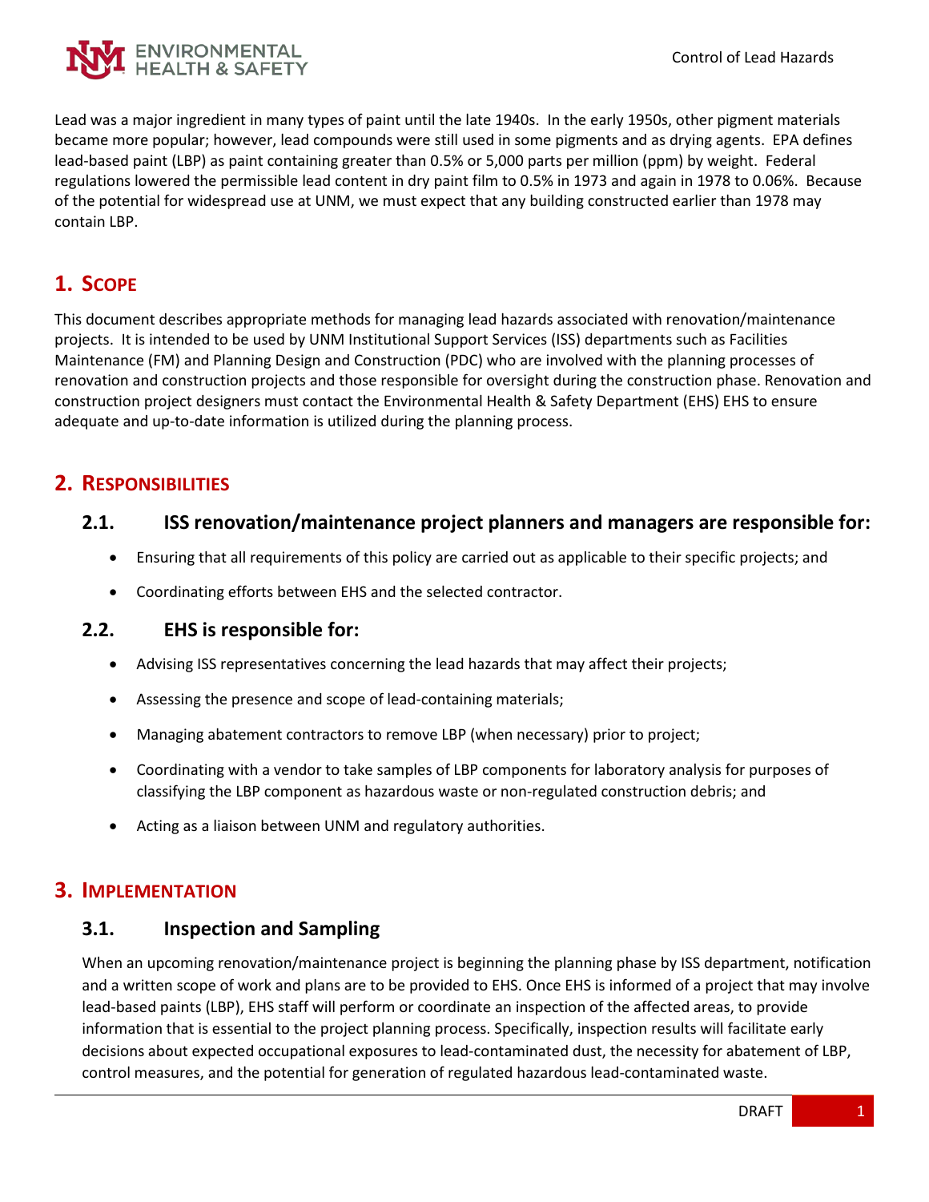Lead was a major ingredient in many types of paint until the late 1940s. In the early 1950s, other pigment materials became more popular; however, lead compounds were still used in some pigments and as drying agents. EPA defines lead-based paint (LBP) as paint containing greater than 0.5% or 5,000 parts per million (ppm) by weight. Federal regulations lowered the permissible lead content in dry paint film to 0.5% in 1973 and again in 1978 to 0.06%. Because of the potential for widespread use at UNM, we must expect that any building constructed earlier than 1978 may contain LBP.

## 1. Scope

This document describes appropriate methods for managing lead hazards associated with renovation/maintenance projects. It is intended to be used by UNM Institutional Support Services (ISS) departments such as Facilities Maintenance (FM) and Planning Design and Construction (PDC) who are involved with the planning processes of renovation and construction projects and those responsible for oversight during the construction phase. Renovation and construction project designers must contact the Environmental Health & Safety Department (EHS) EHS to ensure adequate and up-to-date information is utilized during the planning process.

## 2. Responsibilities

### 2.1. ISS renovation/maintenance project planners and managers are responsible for:

- Ensuring that all requirements of this policy are carried out as applicable to their specific projects; and
- Coordinating efforts between EHS and the selected contractor.

### 2.2. EHS is responsible for:

- Advising ISS representatives concerning the lead hazards that may affect their projects;
- Assessing the presence and scope of lead-containing materials;
- Managing abatement contractors to remove LBP (when necessary) prior to project;
- Coordinating with a vendor to take samples of LBP components for laboratory analysis for purposes of classifying the LBP component as hazardous waste or non-regulated construction debris; and
- Acting as a liaison between UNM and regulatory authorities.

## 3. Implementation

### 3.1. Inspection and Sampling

When an upcoming renovation/maintenance project is beginning the planning phase by ISS department, notification and a written scope of work and plans are to be provided to EHS. Once EHS is informed of a project that may involve lead-based paints (LBP), EHS staff will perform or coordinate an inspection of the affected areas, to provide information that is essential to the project planning process. Specifically, inspection results will facilitate early decisions about expected occupational exposures to lead-contaminated dust, the necessity for abatement of LBP, control measures, and the potential for generation of regulated hazardous lead-contaminated waste.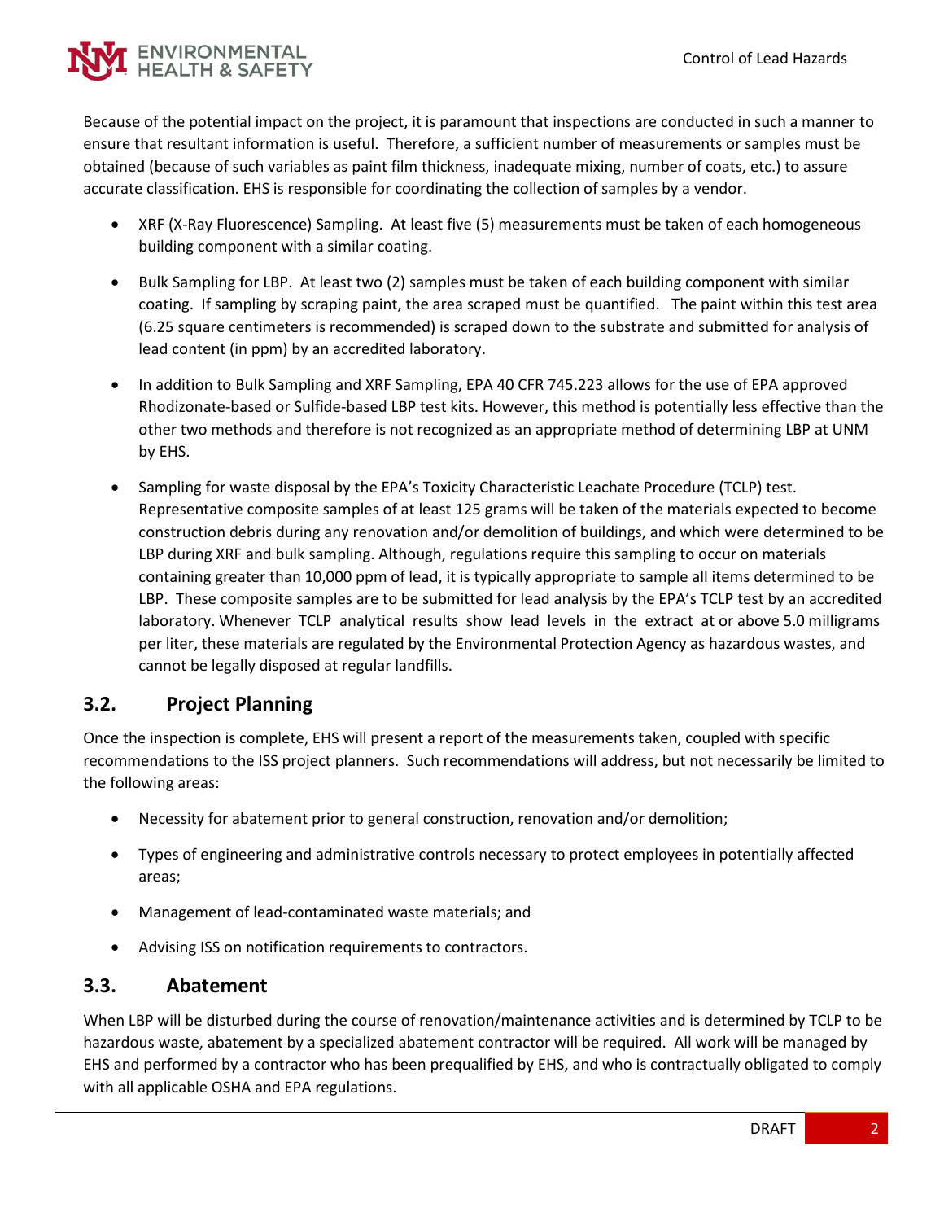Because of the potential impact on the project, it is paramount that inspections are conducted in such a manner to ensure that resultant information is useful. Therefore, a sufficient number of measurements or samples must be obtained (because of such variables as paint film thickness, inadequate mixing, number of coats, etc.) to assure accurate classification. EHS is responsible for coordinating the collection of samples by a vendor.

- XRF (X-Ray Fluorescence) Sampling. At least five (5) measurements must be taken of each homogeneous building component with a similar coating.
- Bulk Sampling for LBP. At least two (2) samples must be taken of each building component with similar coating. If sampling by scraping paint, the area scraped must be quantified. The paint within this test area (6.25 square centimeters is recommended) is scraped down to the substrate and submitted for analysis of lead content (in ppm) by an accredited laboratory.
- In addition to Bulk Sampling and XRF Sampling, EPA 40 CFR 745.223 allows for the use of EPA approved Rhodizonate-based or Sulfide-based LBP test kits. However, this method is potentially less effective than the other two methods and therefore is not recognized as an appropriate method of determining LBP at UNM by EHS.
- Sampling for waste disposal by the EPA's Toxicity Characteristic Leachate Procedure (TCLP) test. Representative composite samples of at least 125 grams will be taken of the materials expected to become construction debris during any renovation and/or demolition of buildings, and which were determined to be LBP during XRF and bulk sampling. Although, regulations require this sampling to occur on materials containing greater than 10,000 ppm of lead, it is typically appropriate to sample all items determined to be LBP. These composite samples are to be submitted for lead analysis by the EPA's TCLP test by an accredited laboratory. Whenever TCLP analytical results show lead levels in the extract at or above 5.0 milligrams per liter, these materials are regulated by the Environmental Protection Agency as hazardous wastes, and cannot be legally disposed at regular landfills.

## 3.2. Project Planning

Once the inspection is complete, EHS will present a report of the measurements taken, coupled with specific recommendations to the ISS project planners. Such recommendations will address, but not necessarily be limited to the following areas:

- Necessity for abatement prior to general construction, renovation and/or demolition;
- Types of engineering and administrative controls necessary to protect employees in potentially affected areas;
- Management of lead-contaminated waste materials; and
- Advising ISS on notification requirements to contractors.

## 3.3. Abatement

When LBP will be disturbed during the course of renovation/maintenance activities and is determined by TCLP to be hazardous waste, abatement by a specialized abatement contractor will be required. All work will be managed by EHS and performed by a contractor who has been prequalified by EHS, and who is contractually obligated to comply with all applicable OSHA and EPA regulations.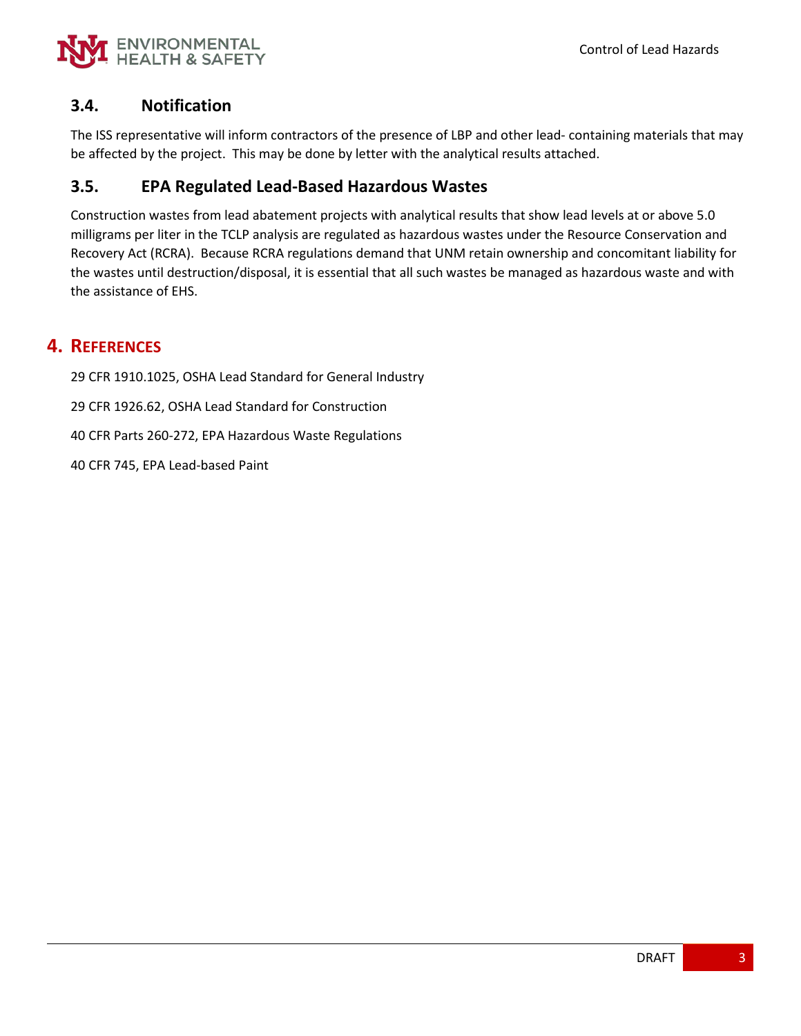### 3.4. Notification

The ISS representative will inform contractors of the presence of LBP and other lead- containing materials that may be affected by the project. This may be done by letter with the analytical results attached.

### 3.5. EPA Regulated Lead-Based Hazardous Wastes

Construction wastes from lead abatement projects with analytical results that show lead levels at or above 5.0 milligrams per liter in the TCLP analysis are regulated as hazardous wastes under the Resource Conservation and Recovery Act (RCRA). Because RCRA regulations demand that UNM retain ownership and concomitant liability for the wastes until destruction/disposal, it is essential that all such wastes be managed as hazardous waste and with the assistance of EHS.

## 4. References

29 CFR 1910.1025, OSHA Lead Standard for General Industry

29 CFR 1926.62, OSHA Lead Standard for Construction

40 CFR Parts 260-272, EPA Hazardous Waste Regulations

40 CFR 745, EPA Lead-based Paint